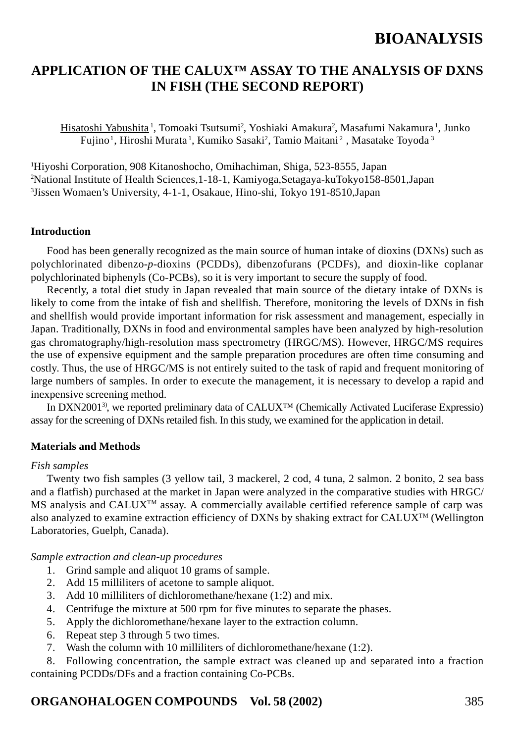# BIOANALYSIS

## APPLICATION OF THE CALUX™ ASSAY TO THE ANALYSIS OF DXNS IN FISH (THE SECOND REPORT)

Hisatoshi Yabushita[1], Tomoaki Tsutsumi[2], Yoshiaki Amakura[2], Masafumi Nakamura[1], Junko Fujino[1], Hiroshi Murata[1], Kumiko Sasaki[2], Tamio Maitani[2], Masatake Toyoda[3]

[1]Hiyoshi Corporation, 908 Kitanoshocho, Omihachiman, Shiga, 523-8555, Japan
[2]National Institute of Health Sciences,1-18-1, Kamiyoga,Setagaya-kuTokyo158-8501,Japan
[3]Jissen Womaen's University, 4-1-1, Osakaue, Hino-shi, Tokyo 191-8510,Japan

### Introduction

Food has been generally recognized as the main source of human intake of dioxins (DXNs) such as polychlorinated dibenzo-*p*-dioxins (PCDDs), dibenzofurans (PCDFs), and dioxin-like coplanar polychlorinated biphenyls (Co-PCBs), so it is very important to secure the supply of food.

Recently, a total diet study in Japan revealed that main source of the dietary intake of DXNs is likely to come from the intake of fish and shellfish. Therefore, monitoring the levels of DXNs in fish and shellfish would provide important information for risk assessment and management, especially in Japan. Traditionally, DXNs in food and environmental samples have been analyzed by high-resolution gas chromatography/high-resolution mass spectrometry (HRGC/MS). However, HRGC/MS requires the use of expensive equipment and the sample preparation procedures are often time consuming and costly. Thus, the use of HRGC/MS is not entirely suited to the task of rapid and frequent monitoring of large numbers of samples. In order to execute the management, it is necessary to develop a rapid and inexpensive screening method.

In DXN2001[3)], we reported preliminary data of CALUX™ (Chemically Activated Luciferase Expressio) assay for the screening of DXNs retailed fish. In this study, we examined for the application in detail.

### Materials and Methods

*Fish samples*

Twenty two fish samples (3 yellow tail, 3 mackerel, 2 cod, 4 tuna, 2 salmon. 2 bonito, 2 sea bass and a flatfish) purchased at the market in Japan were analyzed in the comparative studies with HRGC/MS analysis and CALUX™ assay. A commercially available certified reference sample of carp was also analyzed to examine extraction efficiency of DXNs by shaking extract for CALUX™ (Wellington Laboratories, Guelph, Canada).

*Sample extraction and clean-up procedures*

1. Grind sample and aliquot 10 grams of sample.
2. Add 15 milliliters of acetone to sample aliquot.
3. Add 10 milliliters of dichloromethane/hexane (1:2) and mix.
4. Centrifuge the mixture at 500 rpm for five minutes to separate the phases.
5. Apply the dichloromethane/hexane layer to the extraction column.
6. Repeat step 3 through 5 two times.
7. Wash the column with 10 milliliters of dichloromethane/hexane (1:2).
8. Following concentration, the sample extract was cleaned up and separated into a fraction containing PCDDs/DFs and a fraction containing Co-PCBs.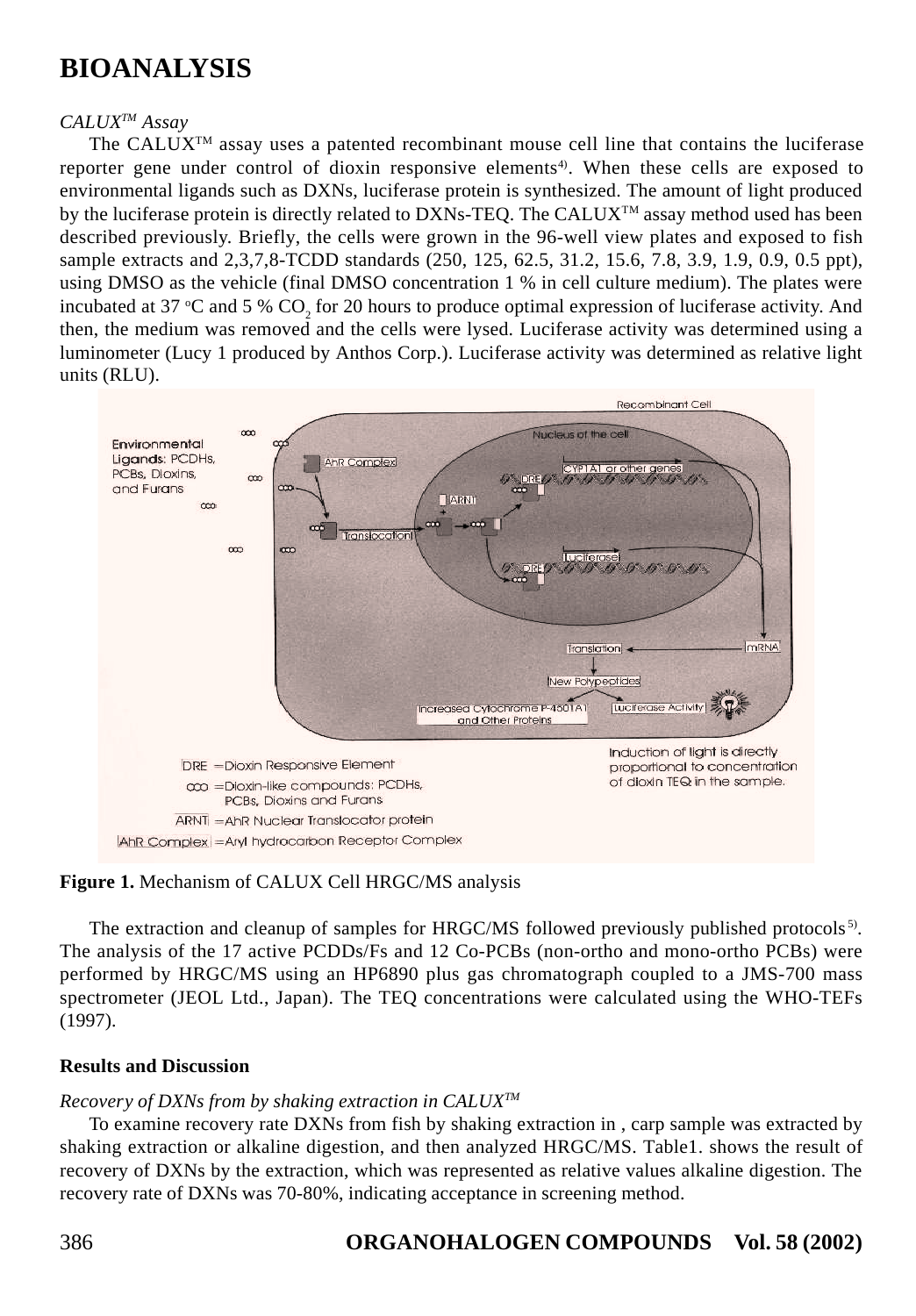# BIOANALYSIS

*CALUX™ Assay*

The CALUX™ assay uses a patented recombinant mouse cell line that contains the luciferase reporter gene under control of dioxin responsive elements[4]. When these cells are exposed to environmental ligands such as DXNs, luciferase protein is synthesized. The amount of light produced by the luciferase protein is directly related to DXNs-TEQ. The CALUX™ assay method used has been described previously. Briefly, the cells were grown in the 96-well view plates and exposed to fish sample extracts and 2,3,7,8-TCDD standards (250, 125, 62.5, 31.2, 15.6, 7.8, 3.9, 1.9, 0.9, 0.5 ppt), using DMSO as the vehicle (final DMSO concentration 1 % in cell culture medium). The plates were incubated at 37 °C and 5 % $CO_2$ for 20 hours to produce optimal expression of luciferase activity. And then, the medium was removed and the cells were lysed. Luciferase activity was determined using a luminometer (Lucy 1 produced by Anthos Corp.). Luciferase activity was determined as relative light units (RLU).

**Figure 1.** Mechanism of CALUX Cell HRGC/MS analysis

The extraction and cleanup of samples for HRGC/MS followed previously published protocols[5]. The analysis of the 17 active PCDDs/Fs and 12 Co-PCBs (non-ortho and mono-ortho PCBs) were performed by HRGC/MS using an HP6890 plus gas chromatograph coupled to a JMS-700 mass spectrometer (JEOL Ltd., Japan). The TEQ concentrations were calculated using the WHO-TEFs (1997).

**Results and Discussion**

*Recovery of DXNs from by shaking extraction in CALUX™*

To examine recovery rate DXNs from fish by shaking extraction in , carp sample was extracted by shaking extraction or alkaline digestion, and then analyzed HRGC/MS. Table1. shows the result of recovery of DXNs by the extraction, which was represented as relative values alkaline digestion. The recovery rate of DXNs was 70-80%, indicating acceptance in screening method.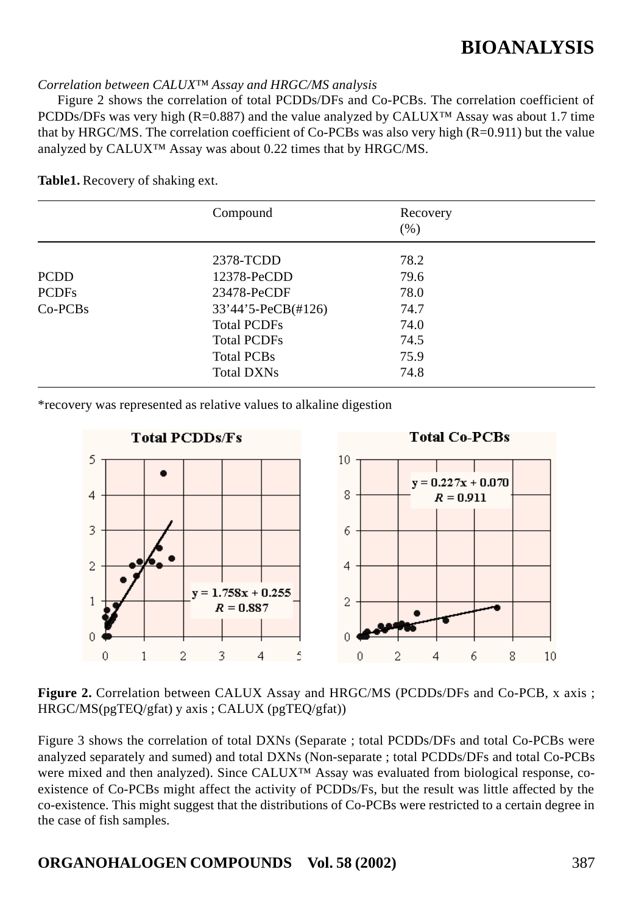*Correlation between CALUX™ Assay and HRGC/MS analysis*

Figure 2 shows the correlation of total PCDDs/DFs and Co-PCBs. The correlation coefficient of PCDDs/DFs was very high (R=0.887) and the value analyzed by CALUX™ Assay was about 1.7 time that by HRGC/MS. The correlation coefficient of Co-PCBs was also very high (R=0.911) but the value analyzed by CALUX™ Assay was about 0.22 times that by HRGC/MS.

**Table1.** Recovery of shaking ext.

| | Compound | Recovery (%) |
|---|---|---|
| | 2378-TCDD | 78.2 |
| PCDD | 12378-PeCDD | 79.6 |
| PCDFs | 23478-PeCDF | 78.0 |
| Co-PCBs | 33'44'5-PeCB(#126) | 74.7 |
| | Total PCDFs | 74.0 |
| | Total PCDFs | 74.5 |
| | Total PCBs | 75.9 |
| | Total DXNs | 74.8 |

*recovery was represented as relative values to alkaline digestion

**Figure 2.** Correlation between CALUX Assay and HRGC/MS (PCDDs/DFs and Co-PCB, x axis ; HRGC/MS(pgTEQ/gfat) y axis ; CALUX (pgTEQ/gfat))

Figure 3 shows the correlation of total DXNs (Separate ; total PCDDs/DFs and total Co-PCBs were analyzed separately and sumed) and total DXNs (Non-separate ; total PCDDs/DFs and total Co-PCBs were mixed and then analyzed). Since CALUX™ Assay was evaluated from biological response, co-existence of Co-PCBs might affect the activity of PCDDs/Fs, but the result was little affected by the co-existence. This might suggest that the distributions of Co-PCBs were restricted to a certain degree in the case of fish samples.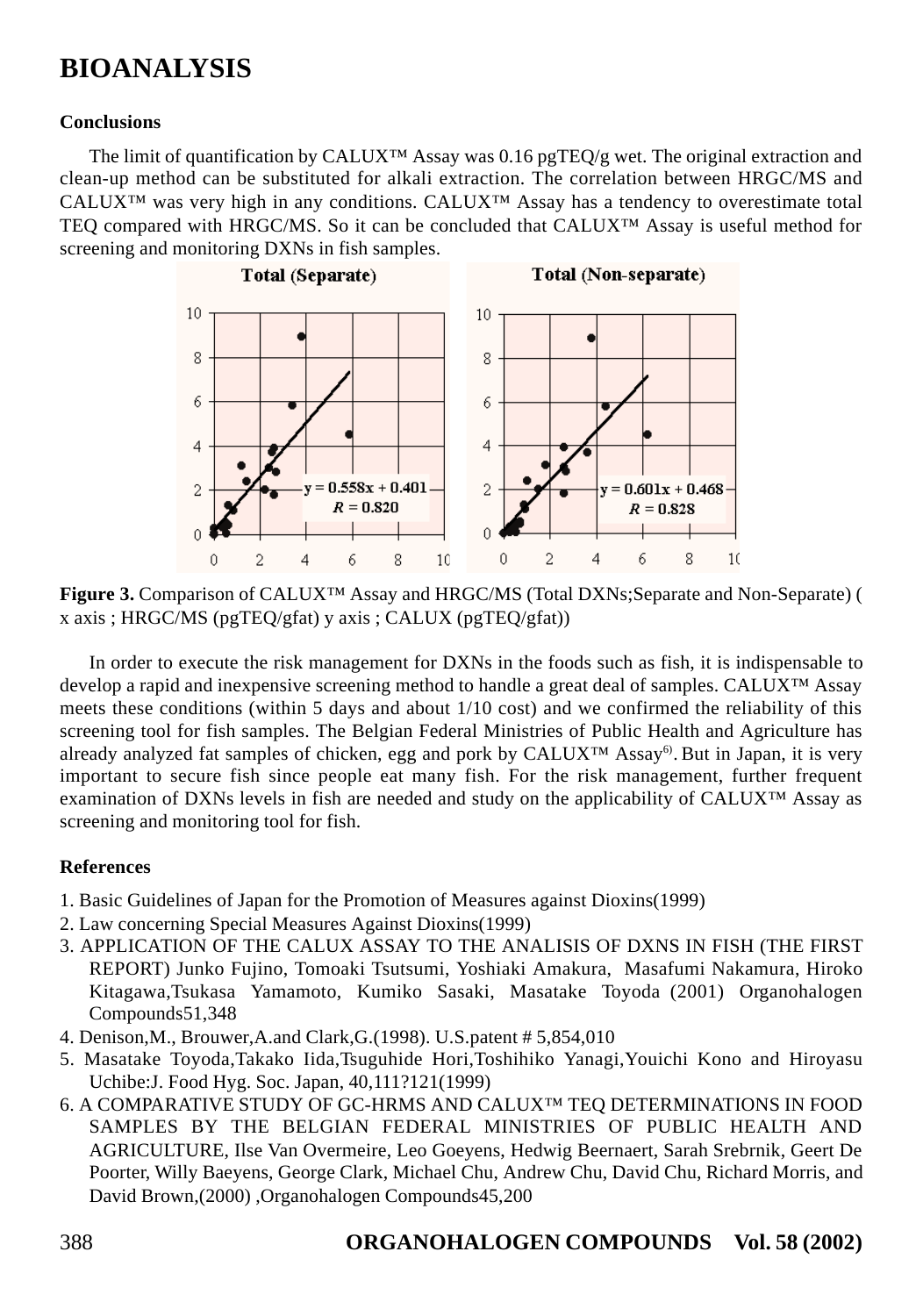# BIOANALYSIS

### Conclusions

The limit of quantification by CALUX™ Assay was 0.16 pgTEQ/g wet. The original extraction and clean-up method can be substituted for alkali extraction. The correlation between HRGC/MS and CALUX™ was very high in any conditions. CALUX™ Assay has a tendency to overestimate total TEQ compared with HRGC/MS. So it can be concluded that CALUX™ Assay is useful method for screening and monitoring DXNs in fish samples.

Total (Separate)

y = 0.558x + 0.401
R = 0.820

Total (Non-separate)

y = 0.601x + 0.468
R = 0.828

**Figure 3.** Comparison of CALUX™ Assay and HRGC/MS (Total DXNs;Separate and Non-Separate) ( x axis ; HRGC/MS (pgTEQ/gfat) y axis ; CALUX (pgTEQ/gfat))

In order to execute the risk management for DXNs in the foods such as fish, it is indispensable to develop a rapid and inexpensive screening method to handle a great deal of samples. CALUX™ Assay meets these conditions (within 5 days and about 1/10 cost) and we confirmed the reliability of this screening tool for fish samples. The Belgian Federal Ministries of Public Health and Agriculture has already analyzed fat samples of chicken, egg and pork by CALUX™ Assay[6]. But in Japan, it is very important to secure fish since people eat many fish. For the risk management, further frequent examination of DXNs levels in fish are needed and study on the applicability of CALUX™ Assay as screening and monitoring tool for fish.

### References

1. Basic Guidelines of Japan for the Promotion of Measures against Dioxins(1999)
2. Law concerning Special Measures Against Dioxins(1999)
3. APPLICATION OF THE CALUX ASSAY TO THE ANALISIS OF DXNS IN FISH (THE FIRST REPORT) Junko Fujino, Tomoaki Tsutsumi, Yoshiaki Amakura, Masafumi Nakamura, Hiroko Kitagawa,Tsukasa Yamamoto, Kumiko Sasaki, Masatake Toyoda (2001) Organohalogen Compounds51,348
4. Denison,M., Brouwer,A.and Clark,G.(1998). U.S.patent # 5,854,010
5. Masatake Toyoda,Takako Iida,Tsuguhide Hori,Toshihiko Yanagi,Youichi Kono and Hiroyasu Uchibe:J. Food Hyg. Soc. Japan, 40,111?121(1999)
6. A COMPARATIVE STUDY OF GC-HRMS AND CALUX™ TEQ DETERMINATIONS IN FOOD SAMPLES BY THE BELGIAN FEDERAL MINISTRIES OF PUBLIC HEALTH AND AGRICULTURE, Ilse Van Overmeire, Leo Goeyens, Hedwig Beernaert, Sarah Srebrnik, Geert De Poorter, Willy Baeyens, George Clark, Michael Chu, Andrew Chu, David Chu, Richard Morris, and David Brown,(2000) ,Organohalogen Compounds45,200